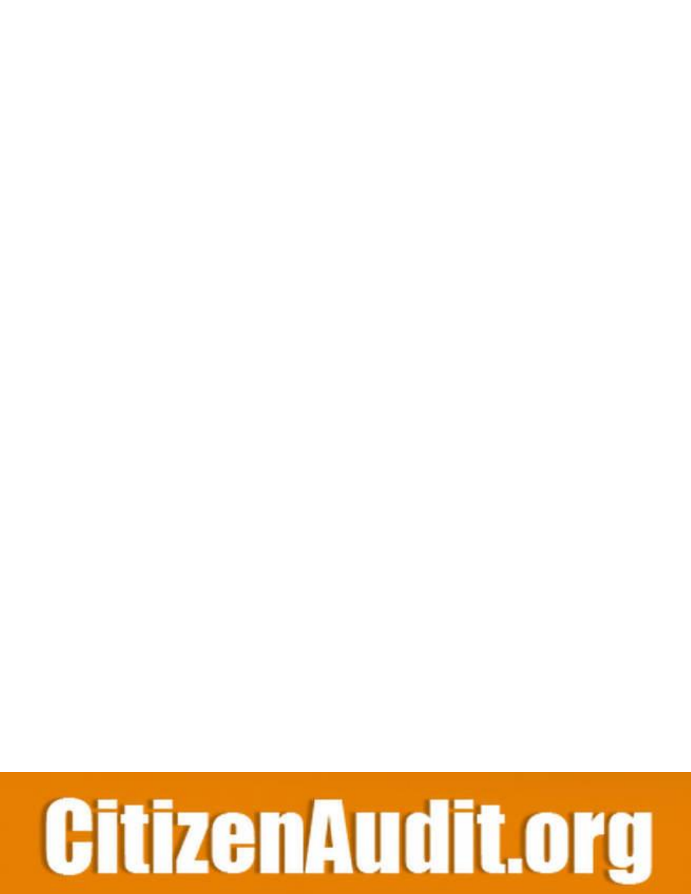CitizenAudit.org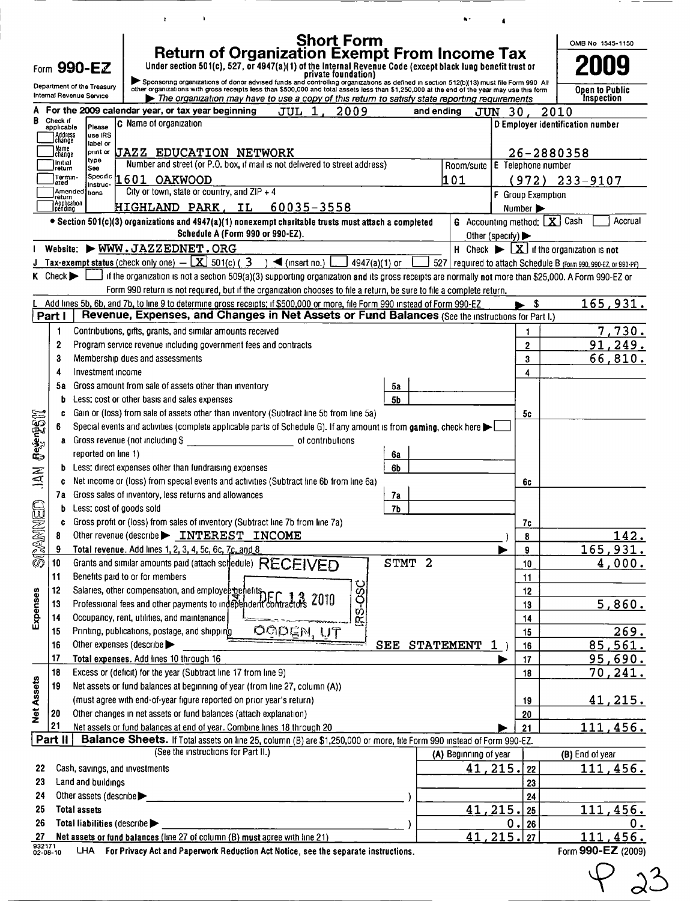# Short Form Return of Organization Exempt From Income Tax

Form **990-EZ**

Under section 501(c), 527, or 4947(a)(1) of the Internal Revenue Code (except black lung benefit trust or private foundation)

▶ Sponsoring organizations of donor advised funds and controlling organizations as defined in section 512(b)(13) must file Form 990. All other organizations with gross receipts less than $500,000 and total assets less than $1,250,000 at the end of the year may use this form

▶ The organization may have to use a copy of this return to satisfy state reporting requirements

Department of the Treasury
Internal Revenue Service

OMB No 1545-1150

**2009**

**Open to Public Inspection**

**A** For the 2009 calendar year, or tax year beginning JUL 1, 2009 and ending JUN 30, 2010

**B** Check if applicable: Address change / Name change / Initial return / Terminated / Amended return / Application pending

**C** Name of organization: JAZZ EDUCATION NETWORK

Number and street (or P.O. box, if mail is not delivered to street address): 1601 OAKWOOD — Room/suite: 101

City or town, state or country, and ZIP + 4: HIGHLAND PARK, IL 60035-3558

**D** Employer identification number: 26-2880358

**E** Telephone number: (972) 233-9107

**F** Group Exemption Number ▶

• Section 501(c)(3) organizations and 4947(a)(1) nonexempt charitable trusts must attach a completed Schedule A (Form 990 or 990-EZ).

**G** Accounting method: [X] Cash [ ] Accrual Other (specify) ▶

**I** Website: ▶ WWW.JAZZEDNET.ORG

**H** Check ▶ [X] if the organization is **not** required to attach Schedule B (Form 990, 990-EZ, or 990-PF)

**J** Tax-exempt status (check only one) – [X] 501(c) ( 3 ) ◀ (insert no.) [ ] 4947(a)(1) or [ ] 527

**K** Check ▶ [ ] if the organization is not a section 509(a)(3) supporting organization **and** its gross receipts are normally **not** more than $25,000. A Form 990-EZ or Form 990 return is not required, but if the organization chooses to file a return, be sure to file a complete return.

**L** Add lines 5b, 6b, and 7b, to line 9 to determine gross receipts; if $500,000 or more, file Form 990 instead of Form 990-EZ ▶ $ 165,931.

## Part I Revenue, Expenses, and Changes in Net Assets or Fund Balances (See the instructions for Part I.)

| Line | Description | | | Line | Amount |
|---|---|---|---|---|---|
| 1 | Contributions, gifts, grants, and similar amounts received | | | 1 | 7,730. |
| 2 | Program service revenue including government fees and contracts | | | 2 | 91,249. |
| 3 | Membership dues and assessments | | | 3 | 66,810. |
| 4 | Investment income | | | 4 | |
| 5a | Gross amount from sale of assets other than inventory | 5a | | | |
| b | Less: cost or other basis and sales expenses | 5b | | | |
| c | Gain or (loss) from sale of assets other than inventory (Subtract line 5b from line 5a) | | | 5c | |
| 6 | Special events and activities (complete applicable parts of Schedule G). If any amount is from gaming, check here ▶ [ ] | | | | |
| a | Gross revenue (not including $ ______ of contributions reported on line 1) | 6a | | | |
| b | Less: direct expenses other than fundraising expenses | 6b | | | |
| c | Net income or (loss) from special events and activities (Subtract line 6b from line 6a) | | | 6c | |
| 7a | Gross sales of inventory, less returns and allowances | 7a | | | |
| b | Less: cost of goods sold | 7b | | | |
| c | Gross profit or (loss) from sales of inventory (Subtract line 7b from line 7a) | | | 7c | |
| 8 | Other revenue (describe ▶ INTEREST INCOME ) | | | 8 | 142. |
| 9 | **Total revenue.** Add lines 1, 2, 3, 4, 5c, 6c, 7c, and 8 ▶ | | | 9 | 165,931. |
| 10 | Grants and similar amounts paid (attach schedule) STMT 2 | | | 10 | 4,000. |
| 11 | Benefits paid to or for members | | | 11 | |
| 12 | Salaries, other compensation, and employee benefits | | | 12 | |
| 13 | Professional fees and other payments to independent contractors | | | 13 | 5,860. |
| 14 | Occupancy, rent, utilities, and maintenance | | | 14 | |
| 15 | Printing, publications, postage, and shipping | | | 15 | 269. |
| 16 | Other expenses (describe ▶ SEE STATEMENT 1 ) | | | 16 | 85,561. |
| 17 | **Total expenses.** Add lines 10 through 16 ▶ | | | 17 | 95,690. |
| 18 | Excess or (deficit) for the year (Subtract line 17 from line 9) | | | 18 | 70,241. |
| 19 | Net assets or fund balances at beginning of year (from line 27, column (A)) (must agree with end-of-year figure reported on prior year's return) | | | 19 | 41,215. |
| 20 | Other changes in net assets or fund balances (attach explanation) | | | 20 | |
| 21 | Net assets or fund balances at end of year. Combine lines 18 through 20 ▶ | | | 21 | 111,456. |

RECEIVED DEC 13 2010 IRS-OSC OGDEN, UT

SCANNED JAN 2011

## Part II Balance Sheets. If Total assets on line 25, column (B) are $1,250,000 or more, file Form 990 instead of Form 990-EZ.

| Line | (See the instructions for Part II.) | (A) Beginning of year | Line | (B) End of year |
|---|---|---|---|---|
| 22 | Cash, savings, and investments | 41,215. | 22 | 111,456. |
| 23 | Land and buildings | | 23 | |
| 24 | Other assets (describe ▶ ) | | 24 | |
| 25 | **Total assets** | 41,215. | 25 | 111,456. |
| 26 | **Total liabilities** (describe ▶ ) | 0. | 26 | 0. |
| 27 | **Net assets or fund balances** (line 27 of column (B) must agree with line 21) | 41,215. | 27 | 111,456. |

932171 02-08-10 LHA For Privacy Act and Paperwork Reduction Act Notice, see the separate instructions. Form **990-EZ** (2009)

P 23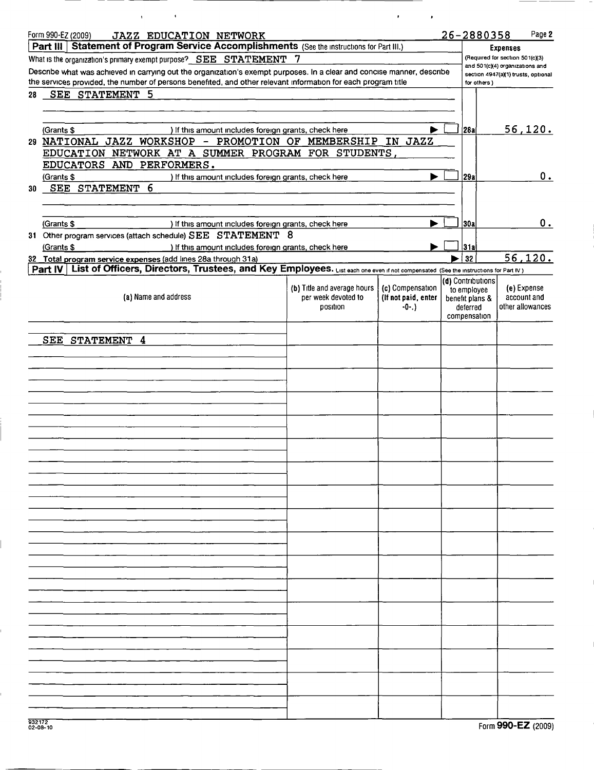Form 990-EZ (2009) JAZZ EDUCATION NETWORK 26-2880358 Page 2

**Part III | Statement of Program Service Accomplishments** (See the instructions for Part III.)

What is the organization's primary exempt purpose? SEE STATEMENT 7

Describe what was achieved in carrying out the organization's exempt purposes. In a clear and concise manner, describe the services provided, the number of persons benefited, and other relevant information for each program title

**Expenses** (Required for section 501(c)(3) and 501(c)(4) organizations and section 4947(a)(1) trusts, optional for others.)

| | | | |
|---|---|---|---|
| 28 | SEE STATEMENT 5<br>(Grants $ ) If this amount includes foreign grants, check here ☐ | 28a | 56,120. |
| 29 | NATIONAL JAZZ WORKSHOP - PROMOTION OF MEMBERSHIP IN JAZZ EDUCATION NETWORK AT A SUMMER PROGRAM FOR STUDENTS, EDUCATORS AND PERFORMERS.<br>(Grants $ ) If this amount includes foreign grants, check here ☐ | 29a | 0. |
| 30 | SEE STATEMENT 6<br>(Grants $ ) If this amount includes foreign grants, check here ☐ | 30a | 0. |
| 31 | Other program services (attach schedule) SEE STATEMENT 8<br>(Grants $ ) If this amount includes foreign grants, check here ☐ | 31a | |
| 32 | Total program service expenses (add lines 28a through 31a) | 32 | 56,120. |

**Part IV | List of Officers, Directors, Trustees, and Key Employees.** List each one even if not compensated (See the instructions for Part IV.)

| (a) Name and address | (b) Title and average hours per week devoted to position | (c) Compensation (If not paid, enter -0-.) | (d) Contributions to employee benefit plans & deferred compensation | (e) Expense account and other allowances |
|---|---|---|---|---|
| SEE STATEMENT 4 | | | | |

932172 02-08-10

Form **990-EZ** (2009)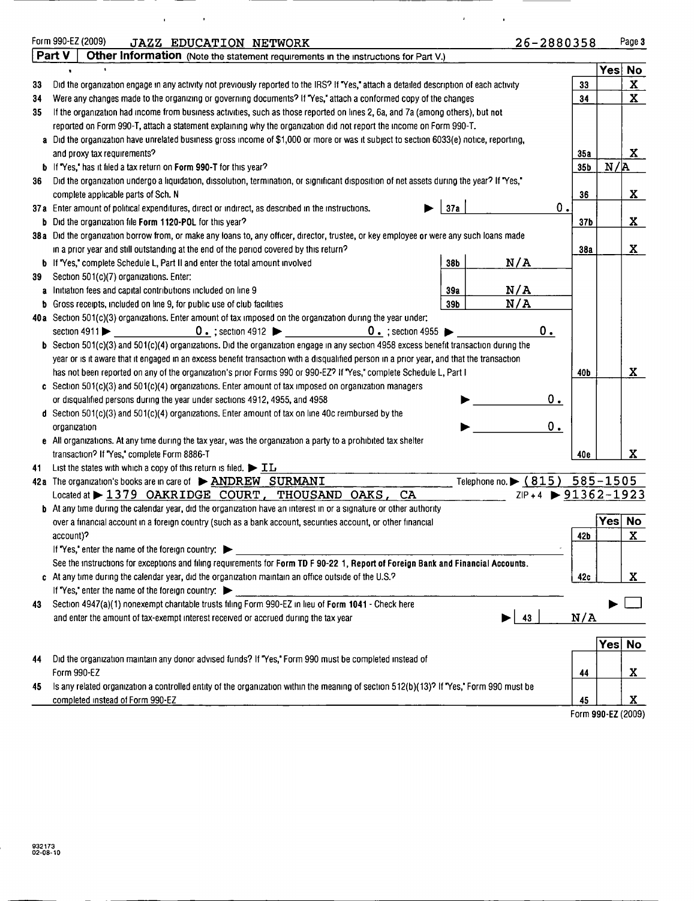Form 990-EZ (2009) JAZZ EDUCATION NETWORK 26-2880358 Page 3

**Part V | Other Information** (Note the statement requirements in the instructions for Part V.)

| | | | Yes | No |
|---|---|---|---|---|
| 33 | Did the organization engage in any activity not previously reported to the IRS? If "Yes," attach a detailed description of each activity | 33 | | X |
| 34 | Were any changes made to the organizing or governing documents? If "Yes," attach a conformed copy of the changes | 34 | | X |
| 35 | If the organization had income from business activities, such as those reported on lines 2, 6a, and 7a (among others), but not reported on Form 990-T, attach a statement explaining why the organization did not report the income on Form 990-T. | | | |
| a | Did the organization have unrelated business gross income of $1,000 or more or was it subject to section 6033(e) notice, reporting, and proxy tax requirements? | 35a | | X |
| b | If "Yes," has it filed a tax return on **Form 990-T** for this year? | 35b | N/A | |
| 36 | Did the organization undergo a liquidation, dissolution, termination, or significant disposition of net assets during the year? If "Yes," complete applicable parts of Sch. N | 36 | | X |
| 37a | Enter amount of political expenditures, direct or indirect, as described in the instructions. ▶ 37a 0. | | | |
| b | Did the organization file **Form 1120-POL** for this year? | 37b | | X |
| 38a | Did the organization borrow from, or make any loans to, any officer, director, trustee, or key employee or were any such loans made in a prior year and still outstanding at the end of the period covered by this return? | 38a | | X |
| b | If "Yes," complete Schedule L, Part II and enter the total amount involved 38b N/A | | | |
| 39 | Section 501(c)(7) organizations. Enter: | | | |
| a | Initiation fees and capital contributions included on line 9 39a N/A | | | |
| b | Gross receipts, included on line 9, for public use of club facilities 39b N/A | | | |
| 40a | Section 501(c)(3) organizations. Enter amount of tax imposed on the organization during the year under: section 4911 ▶ 0. ; section 4912 ▶ 0. ; section 4955 ▶ 0. | | | |
| b | Section 501(c)(3) and 501(c)(4) organizations. Did the organization engage in any section 4958 excess benefit transaction during the year or is it aware that it engaged in an excess benefit transaction with a disqualified person in a prior year, and that the transaction has not been reported on any of the organization's prior Forms 990 or 990-EZ? If "Yes," complete Schedule L, Part I | 40b | | X |
| c | Section 501(c)(3) and 501(c)(4) organizations. Enter amount of tax imposed on organization managers or disqualified persons during the year under sections 4912, 4955, and 4958 ▶ 0. | | | |
| d | Section 501(c)(3) and 501(c)(4) organizations. Enter amount of tax on line 40c reimbursed by the organization ▶ 0. | | | |
| e | All organizations. At any time during the tax year, was the organization a party to a prohibited tax shelter transaction? If "Yes," complete Form 8886-T | 40e | | X |
| 41 | List the states with which a copy of this return is filed. ▶ IL | | | |
| 42a | The organization's books are in care of ▶ ANDREW SURMANI Telephone no. ▶ (815) 585-1505 Located at ▶ 1379 OAKRIDGE COURT, THOUSAND OAKS, CA ZIP + 4 ▶ 91362-1923 | | | |
| b | At any time during the calendar year, did the organization have an interest in or a signature or other authority over a financial account in a foreign country (such as a bank account, securities account, or other financial account)? If "Yes," enter the name of the foreign country: ▶ See the instructions for exceptions and filing requirements for **Form TD F 90-22 1, Report of Foreign Bank and Financial Accounts.** | 42b | | X |
| c | At any time during the calendar year, did the organization maintain an office outside of the U.S.? If "Yes," enter the name of the foreign country: ▶ | 42c | | X |
| 43 | Section 4947(a)(1) nonexempt charitable trusts filing Form 990-EZ in lieu of **Form 1041** - Check here ▶ ☐ and enter the amount of tax-exempt interest received or accrued during the tax year ▶ 43 N/A | | | |
| 44 | Did the organization maintain any donor advised funds? If "Yes," Form 990 must be completed instead of Form 990-EZ | 44 | | X |
| 45 | Is any related organization a controlled entity of the organization within the meaning of section 512(b)(13)? If "Yes," Form 990 must be completed instead of Form 990-EZ | 45 | | X |

Form **990-EZ** (2009)

932173 02-08-10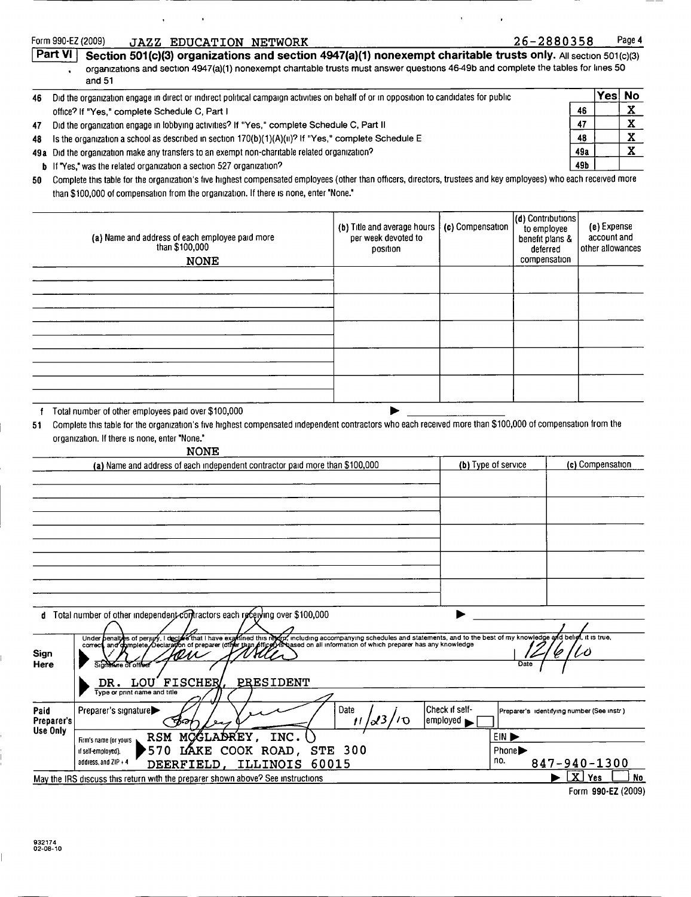Form 990-EZ (2009) JAZZ EDUCATION NETWORK 26-2880358 Page 4

**Part VI** **Section 501(c)(3) organizations and section 4947(a)(1) nonexempt charitable trusts only.** All section 501(c)(3) organizations and section 4947(a)(1) nonexempt charitable trusts must answer questions 46-49b and complete the tables for lines 50 and 51

| | | | Yes | No |
|---|---|---|---|---|
| 46 | Did the organization engage in direct or indirect political campaign activities on behalf of or in opposition to candidates for public office? If "Yes," complete Schedule C, Part I | 46 | | X |
| 47 | Did the organization engage in lobbying activities? If "Yes," complete Schedule C, Part II | 47 | | X |
| 48 | Is the organization a school as described in section 170(b)(1)(A)(ii)? If "Yes," complete Schedule E | 48 | | X |
| 49a | Did the organization make any transfers to an exempt non-charitable related organization? | 49a | | X |
| b | If "Yes," was the related organization a section 527 organization? | 49b | | |

50 Complete this table for the organization's five highest compensated employees (other than officers, directors, trustees and key employees) who each received more than $100,000 of compensation from the organization. If there is none, enter "None."

| (a) Name and address of each employee paid more than $100,000 | (b) Title and average hours per week devoted to position | (c) Compensation | (d) Contributions to employee benefit plans & deferred compensation | (e) Expense account and other allowances |
|---|---|---|---|---|
| NONE | | | | |
| | | | | |
| | | | | |
| | | | | |
| | | | | |
| | | | | |

f Total number of other employees paid over $100,000 ▶

51 Complete this table for the organization's five highest compensated independent contractors who each received more than $100,000 of compensation from the organization. If there is none, enter "None."

NONE

| (a) Name and address of each independent contractor paid more than $100,000 | (b) Type of service | (c) Compensation |
|---|---|---|
| | | |
| | | |
| | | |
| | | |
| | | |

d Total number of other independent contractors each receiving over $100,000 ▶

**Sign Here**

Under penalties of perjury, I declare that I have examined this return, including accompanying schedules and statements, and to the best of my knowledge and belief, it is true, correct, and complete. Declaration of preparer (other than officer) is based on all information of which preparer has any knowledge

Signature of officer: [signature] Date: 12/6/10

DR. LOU FISCHER, PRESIDENT
Type or print name and title

**Paid Preparer's Use Only**

| Preparer's signature ▶ [signature] | Date 11/23/10 | Check if self-employed ▶ ☐ | Preparer's identifying number (See instr.) |
|---|---|---|---|
| Firm's name (or yours if self-employed), address, and ZIP + 4: RSM MCGLADREY, INC. 570 LAKE COOK ROAD, STE 300 DEERFIELD, ILLINOIS 60015 | | EIN ▶ | |
| | | Phone no. ▶ | 847-940-1300 |

May the IRS discuss this return with the preparer shown above? See instructions ▶ [X] Yes ☐ No

Form **990-EZ** (2009)

932174 02-08-10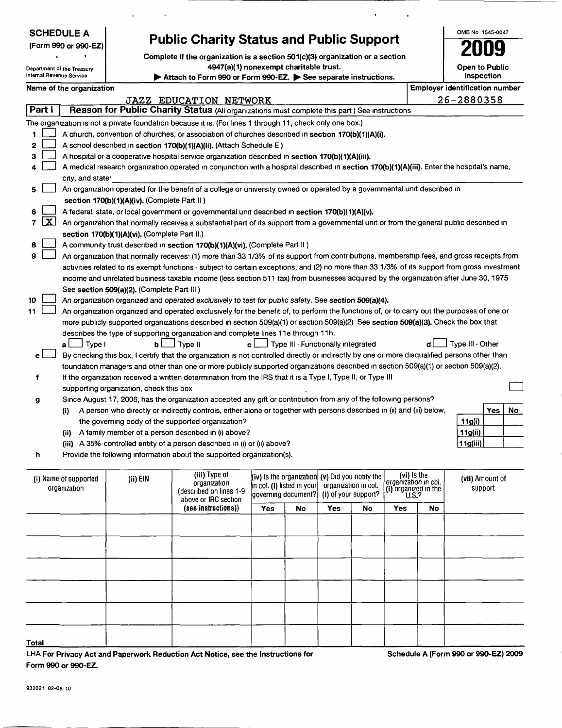**SCHEDULE A**
**(Form 990 or 990-EZ)**

Department of the Treasury
Internal Revenue Service

# Public Charity Status and Public Support

**Complete if the organization is a section 501(c)(3) organization or a section 4947(a)(1) nonexempt charitable trust.**
**▶ Attach to Form 990 or Form 990-EZ. ▶ See separate instructions.**

OMB No 1545-0047

**2009**

**Open to Public Inspection**

**Name of the organization**
JAZZ EDUCATION NETWORK

**Employer identification number**
26-2880358

## Part I — Reason for Public Charity Status (All organizations must complete this part.) See instructions

The organization is not a private foundation because it is: (For lines 1 through 11, check only one box.)

1. [ ] A church, convention of churches, or association of churches described in **section 170(b)(1)(A)(i).**
2. [ ] A school described in **section 170(b)(1)(A)(ii).** (Attach Schedule E.)
3. [ ] A hospital or a cooperative hospital service organization described in **section 170(b)(1)(A)(iii).**
4. [ ] A medical research organization operated in conjunction with a hospital described in **section 170(b)(1)(A)(iii).** Enter the hospital's name, city, and state:
5. [ ] An organization operated for the benefit of a college or university owned or operated by a governmental unit described in **section 170(b)(1)(A)(iv).** (Complete Part II.)
6. [ ] A federal, state, or local government or governmental unit described in **section 170(b)(1)(A)(v).**
7. [X] An organization that normally receives a substantial part of its support from a governmental unit or from the general public described in **section 170(b)(1)(A)(vi).** (Complete Part II.)
8. [ ] A community trust described in **section 170(b)(1)(A)(vi).** (Complete Part II.)
9. [ ] An organization that normally receives: (1) more than 33 1/3% of its support from contributions, membership fees, and gross receipts from activities related to its exempt functions - subject to certain exceptions, and (2) no more than 33 1/3% of its support from gross investment income and unrelated business taxable income (less section 511 tax) from businesses acquired by the organization after June 30, 1975. See **section 509(a)(2).** (Complete Part III.)
10. [ ] An organization organized and operated exclusively to test for public safety. See **section 509(a)(4).**
11. [ ] An organization organized and operated exclusively for the benefit of, to perform the functions of, or to carry out the purposes of one or more publicly supported organizations described in section 509(a)(1) or section 509(a)(2). See **section 509(a)(3).** Check the box that describes the type of supporting organization and complete lines 11e through 11h.
    - **a** [ ] Type I **b** [ ] Type II **c** [ ] Type III - Functionally integrated **d** [ ] Type III - Other
    - **e** [ ] By checking this box, I certify that the organization is not controlled directly or indirectly by one or more disqualified persons other than foundation managers and other than one or more publicly supported organizations described in section 509(a)(1) or section 509(a)(2).
    - **f** If the organization received a written determination from the IRS that it is a Type I, Type II, or Type III supporting organization, check this box [ ]
    - **g** Since August 17, 2006, has the organization accepted any gift or contribution from any of the following persons?

| | | Yes | No |
|---|---|---|---|
| (i) A person who directly or indirectly controls, either alone or together with persons described in (ii) and (iii) below, the governing body of the supported organization? | 11g(i) | | |
| (ii) A family member of a person described in (i) above? | 11g(ii) | | |
| (iii) A 35% controlled entity of a person described in (i) or (ii) above? | 11g(iii) | | |

- **h** Provide the following information about the supported organization(s).

| (i) Name of supported organization | (ii) EIN | (iii) Type of organization (described on lines 1-9 above or IRC section (see instructions)) | (iv) Is the organization in col. (i) listed in your governing document? | | (v) Did you notify the organization in col. (i) of your support? | | (vi) Is the organization in col. (i) organized in the U.S.? | | (vii) Amount of support |
|---|---|---|---|---|---|---|---|---|---|
| | | | Yes | No | Yes | No | Yes | No | |
| | | | | | | | | | |
| | | | | | | | | | |
| | | | | | | | | | |
| | | | | | | | | | |
| | | | | | | | | | |
| **Total** | | | | | | | | | |

LHA For Privacy Act and Paperwork Reduction Act Notice, see the Instructions for Form 990 or 990-EZ.

Schedule A (Form 990 or 990-EZ) 2009

932021 02-08-10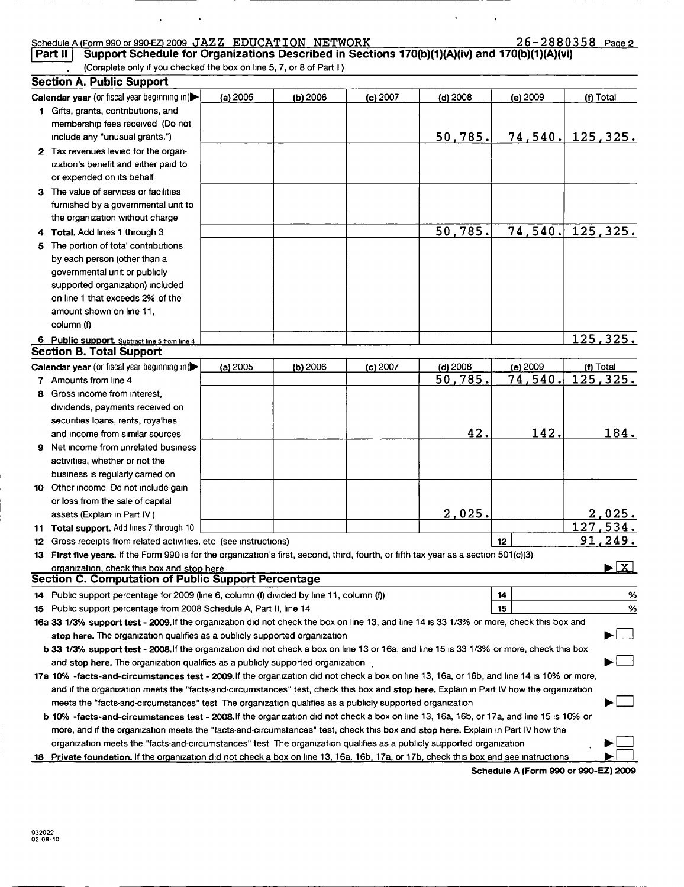Schedule A (Form 990 or 990-EZ) 2009 JAZZ EDUCATION NETWORK 26-2880358 Page 2

**Part II | Support Schedule for Organizations Described in Sections 170(b)(1)(A)(iv) and 170(b)(1)(A)(vi)**

(Complete only if you checked the box on line 5, 7, or 8 of Part I)

## Section A. Public Support

| Calendar year (or fiscal year beginning in) ▶ | (a) 2005 | (b) 2006 | (c) 2007 | (d) 2008 | (e) 2009 | (f) Total |
|---|---|---|---|---|---|---|
| 1 Gifts, grants, contributions, and membership fees received (Do not include any "unusual grants.") | | | | 50,785. | 74,540. | 125,325. |
| 2 Tax revenues levied for the organization's benefit and either paid to or expended on its behalf | | | | | | |
| 3 The value of services or facilities furnished by a governmental unit to the organization without charge | | | | | | |
| 4 **Total.** Add lines 1 through 3 | | | | 50,785. | 74,540. | 125,325. |
| 5 The portion of total contributions by each person (other than a governmental unit or publicly supported organization) included on line 1 that exceeds 2% of the amount shown on line 11, column (f) | | | | | | |
| 6 **Public support.** Subtract line 5 from line 4 | | | | | | 125,325. |

## Section B. Total Support

| Calendar year (or fiscal year beginning in) ▶ | (a) 2005 | (b) 2006 | (c) 2007 | (d) 2008 | (e) 2009 | (f) Total |
|---|---|---|---|---|---|---|
| 7 Amounts from line 4 | | | | 50,785. | 74,540. | 125,325. |
| 8 Gross income from interest, dividends, payments received on securities loans, rents, royalties and income from similar sources | | | | 42. | 142. | 184. |
| 9 Net income from unrelated business activities, whether or not the business is regularly carried on | | | | | | |
| 10 Other income Do not include gain or loss from the sale of capital assets (Explain in Part IV) | | | | 2,025. | | 2,025. |
| 11 **Total support.** Add lines 7 through 10 | | | | | | 127,534. |
| 12 Gross receipts from related activities, etc (see instructions) | | | | | 12 | 91,249. |

13 **First five years.** If the Form 990 is for the organization's first, second, third, fourth, or fifth tax year as a section 501(c)(3) organization, check this box and stop here ▶ [X]

## Section C. Computation of Public Support Percentage

14 Public support percentage for 2009 (line 6, column (f) divided by line 11, column (f)) | 14 | %

15 Public support percentage from 2008 Schedule A, Part II, line 14 | 15 | %

16a **33 1/3% support test - 2009.** If the organization did not check the box on line 13, and line 14 is 33 1/3% or more, check this box and **stop here.** The organization qualifies as a publicly supported organization ▶ [ ]

b **33 1/3% support test - 2008.** If the organization did not check a box on line 13 or 16a, and line 15 is 33 1/3% or more, check this box and **stop here.** The organization qualifies as a publicly supported organization ▶ [ ]

17a **10% -facts-and-circumstances test - 2009.** If the organization did not check a box on line 13, 16a, or 16b, and line 14 is 10% or more, and if the organization meets the "facts-and-circumstances" test, check this box and **stop here.** Explain in Part IV how the organization meets the "facts-and-circumstances" test The organization qualifies as a publicly supported organization ▶ [ ]

b **10% -facts-and-circumstances test - 2008.** If the organization did not check a box on line 13, 16a, 16b, or 17a, and line 15 is 10% or more, and if the organization meets the "facts-and-circumstances" test, check this box and **stop here.** Explain in Part IV how the organization meets the "facts-and-circumstances" test The organization qualifies as a publicly supported organization ▶ [ ]

18 **Private foundation.** If the organization did not check a box on line 13, 16a, 16b, 17a, or 17b, check this box and see instructions ▶ [ ]

**Schedule A (Form 990 or 990-EZ) 2009**

932022 02-08-10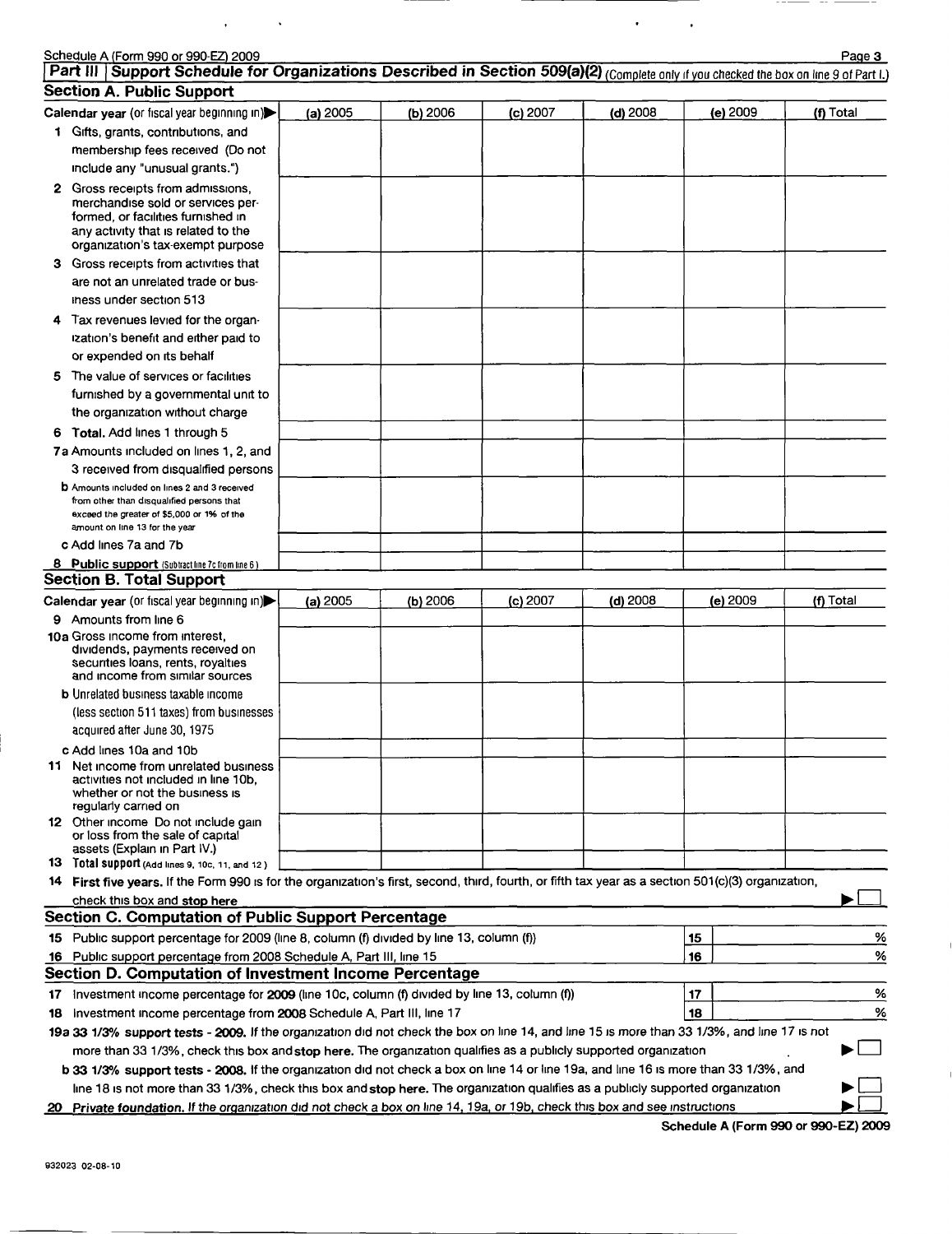Schedule A (Form 990 or 990-EZ) 2009

## Part III | Support Schedule for Organizations Described in Section 509(a)(2) (Complete only if you checked the box on line 9 of Part I.)

### Section A. Public Support

| Calendar year (or fiscal year beginning in) ▶ | (a) 2005 | (b) 2006 | (c) 2007 | (d) 2008 | (e) 2009 | (f) Total |
|---|---|---|---|---|---|---|
| 1 Gifts, grants, contributions, and membership fees received (Do not include any "unusual grants.") | | | | | | |
| 2 Gross receipts from admissions, merchandise sold or services performed, or facilities furnished in any activity that is related to the organization's tax-exempt purpose | | | | | | |
| 3 Gross receipts from activities that are not an unrelated trade or business under section 513 | | | | | | |
| 4 Tax revenues levied for the organization's benefit and either paid to or expended on its behalf | | | | | | |
| 5 The value of services or facilities furnished by a governmental unit to the organization without charge | | | | | | |
| 6 **Total.** Add lines 1 through 5 | | | | | | |
| 7a Amounts included on lines 1, 2, and 3 received from disqualified persons | | | | | | |
| b Amounts included on lines 2 and 3 received from other than disqualified persons that exceed the greater of $5,000 or 1% of the amount on line 13 for the year | | | | | | |
| c Add lines 7a and 7b | | | | | | |
| 8 **Public support** (Subtract line 7c from line 6) | | | | | | |

### Section B. Total Support

| Calendar year (or fiscal year beginning in) ▶ | (a) 2005 | (b) 2006 | (c) 2007 | (d) 2008 | (e) 2009 | (f) Total |
|---|---|---|---|---|---|---|
| 9 Amounts from line 6 | | | | | | |
| 10a Gross income from interest, dividends, payments received on securities loans, rents, royalties and income from similar sources | | | | | | |
| b Unrelated business taxable income (less section 511 taxes) from businesses acquired after June 30, 1975 | | | | | | |
| c Add lines 10a and 10b | | | | | | |
| 11 Net income from unrelated business activities not included in line 10b, whether or not the business is regularly carried on | | | | | | |
| 12 Other income Do not include gain or loss from the sale of capital assets (Explain in Part IV.) | | | | | | |
| 13 **Total support** (Add lines 9, 10c, 11, and 12) | | | | | | |

14 **First five years.** If the Form 990 is for the organization's first, second, third, fourth, or fifth tax year as a section 501(c)(3) organization, check this box and **stop here** ▶ ☐

### Section C. Computation of Public Support Percentage

| | | |
|---|---|---|
| 15 Public support percentage for 2009 (line 8, column (f) divided by line 13, column (f)) | 15 | % |
| 16 Public support percentage from 2008 Schedule A, Part III, line 15 | 16 | % |

### Section D. Computation of Investment Income Percentage

| | | |
|---|---|---|
| 17 Investment income percentage for **2009** (line 10c, column (f) divided by line 13, column (f)) | 17 | % |
| 18 Investment income percentage from **2008** Schedule A, Part III, line 17 | 18 | % |

**19a 33 1/3% support tests - 2009.** If the organization did not check the box on line 14, and line 15 is more than 33 1/3%, and line 17 is not more than 33 1/3%, check this box and **stop here.** The organization qualifies as a publicly supported organization ▶ ☐

**b 33 1/3% support tests - 2008.** If the organization did not check a box on line 14 or line 19a, and line 16 is more than 33 1/3%, and line 18 is not more than 33 1/3%, check this box and **stop here.** The organization qualifies as a publicly supported organization ▶ ☐

**20 Private foundation.** If the organization did not check a box on line 14, 19a, or 19b, check this box and see instructions ▶ ☐

**Schedule A (Form 990 or 990-EZ) 2009**

932023 02-08-10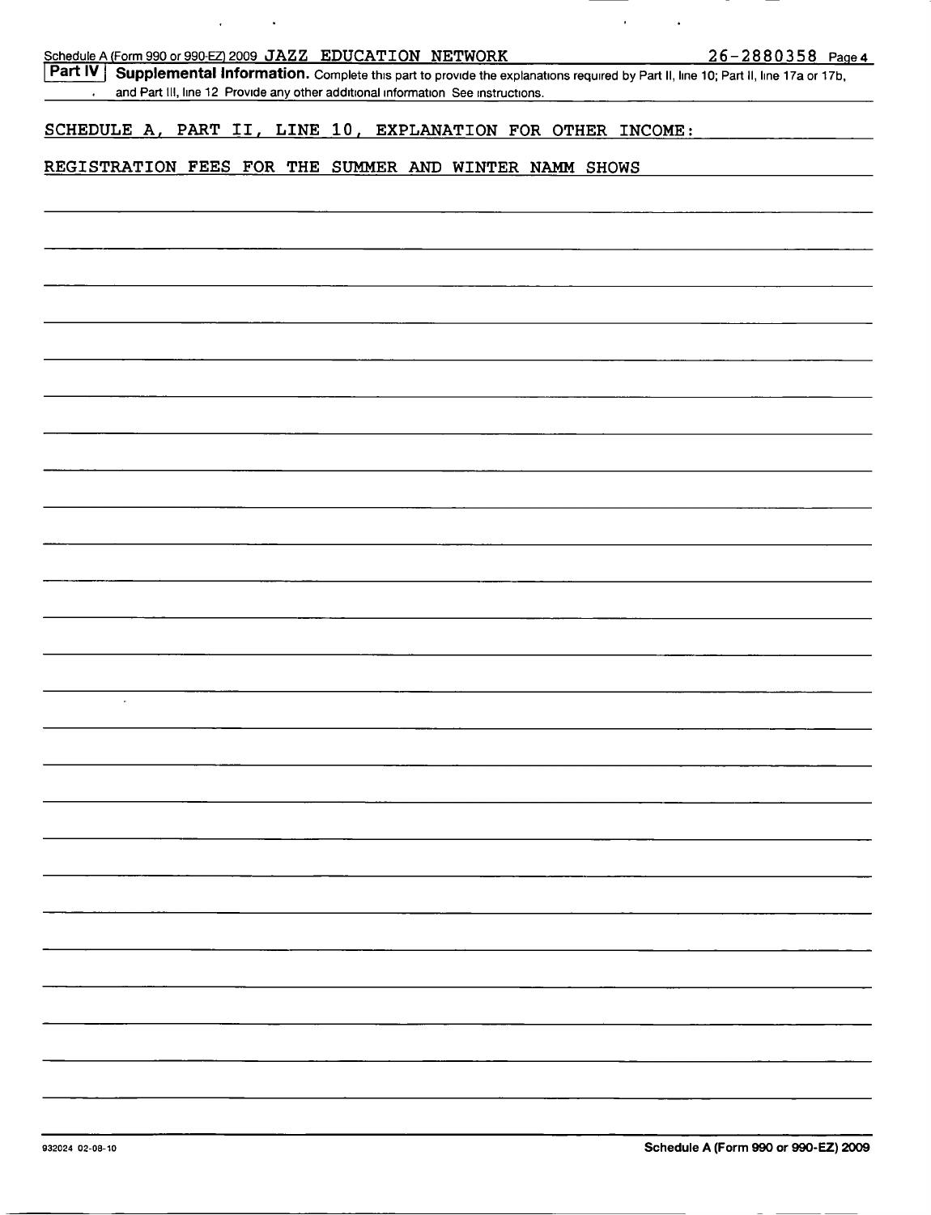Schedule A (Form 990 or 990-EZ) 2009 JAZZ EDUCATION NETWORK 26-2880358 Page 4

**Part IV** **Supplemental Information.** Complete this part to provide the explanations required by Part II, line 10; Part II, line 17a or 17b, and Part III, line 12 Provide any other additional information See instructions.

SCHEDULE A, PART II, LINE 10, EXPLANATION FOR OTHER INCOME:

REGISTRATION FEES FOR THE SUMMER AND WINTER NAMM SHOWS

932024 02-08-10 **Schedule A (Form 990 or 990-EZ) 2009**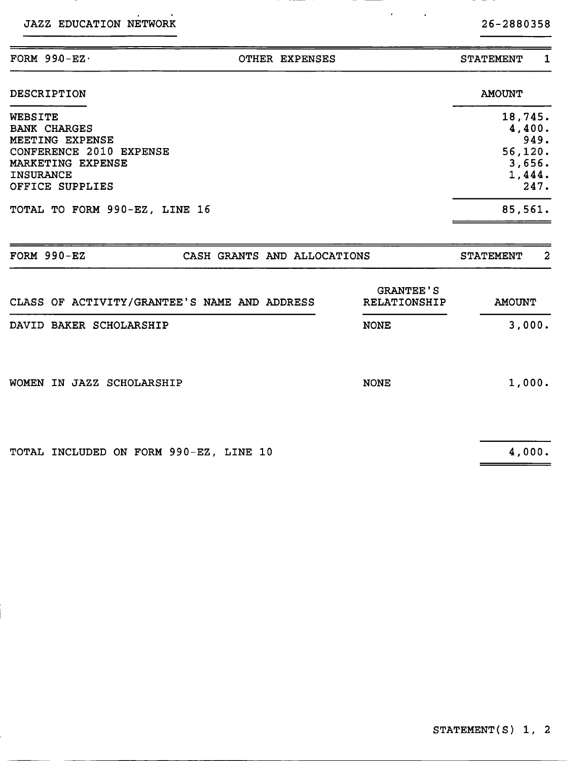JAZZ EDUCATION NETWORK 26-2880358

| FORM 990-EZ | OTHER EXPENSES | STATEMENT 1 |
|---|---|---|

| DESCRIPTION | AMOUNT |
|---|---|
| WEBSITE | 18,745. |
| BANK CHARGES | 4,400. |
| MEETING EXPENSE | 949. |
| CONFERENCE 2010 EXPENSE | 56,120. |
| MARKETING EXPENSE | 3,656. |
| INSURANCE | 1,444. |
| OFFICE SUPPLIES | 247. |
| TOTAL TO FORM 990-EZ, LINE 16 | 85,561. |

| FORM 990-EZ | CASH GRANTS AND ALLOCATIONS | STATEMENT 2 |
|---|---|---|

| CLASS OF ACTIVITY/GRANTEE'S NAME AND ADDRESS | GRANTEE'S RELATIONSHIP | AMOUNT |
|---|---|---|
| DAVID BAKER SCHOLARSHIP | NONE | 3,000. |
| WOMEN IN JAZZ SCHOLARSHIP | NONE | 1,000. |
| TOTAL INCLUDED ON FORM 990-EZ, LINE 10 | | 4,000. |

STATEMENT(S) 1, 2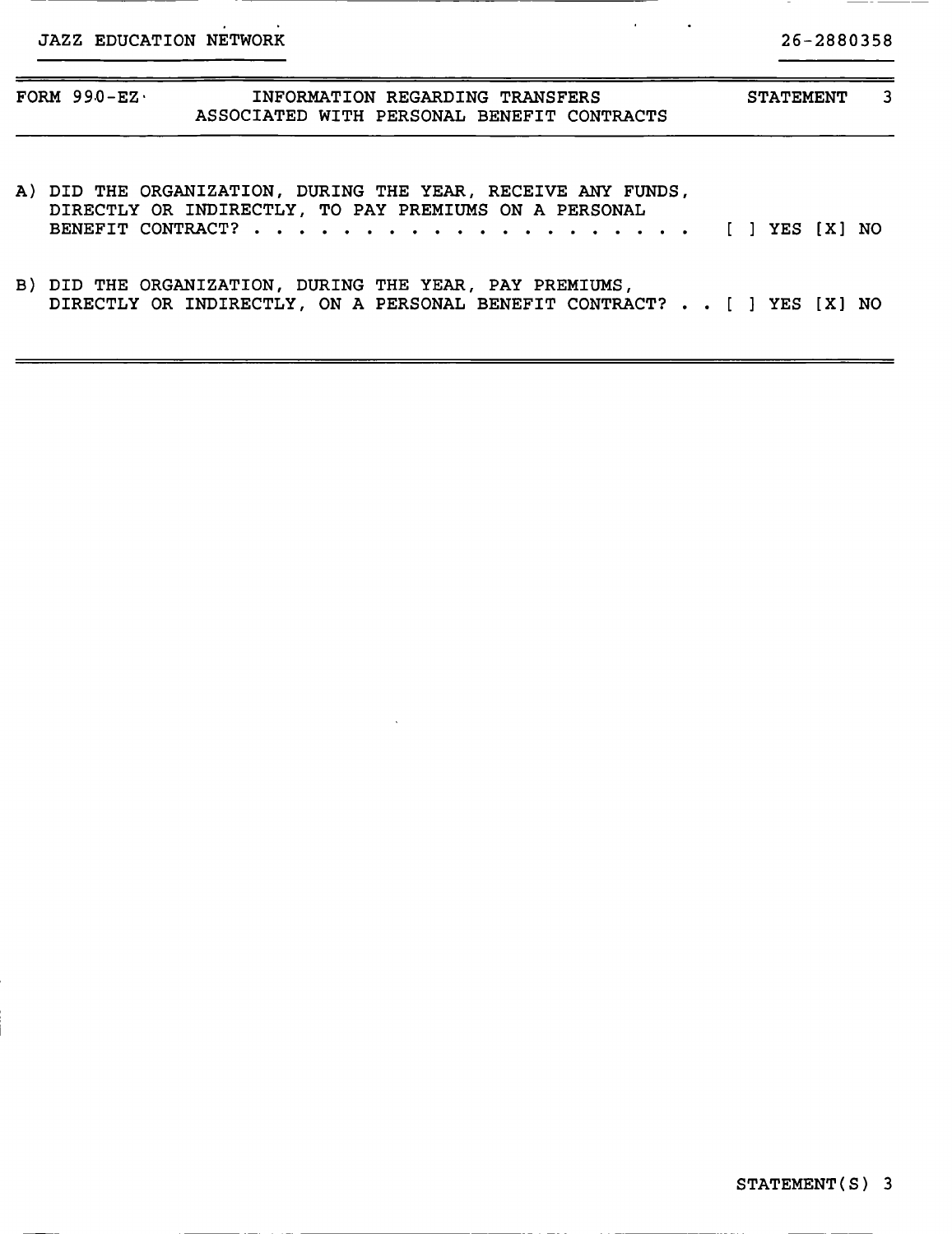JAZZ EDUCATION NETWORK 26-2880358

FORM 990-EZ INFORMATION REGARDING TRANSFERS ASSOCIATED WITH PERSONAL BENEFIT CONTRACTS STATEMENT 3

A) DID THE ORGANIZATION, DURING THE YEAR, RECEIVE ANY FUNDS, DIRECTLY OR INDIRECTLY, TO PAY PREMIUMS ON A PERSONAL BENEFIT CONTRACT? . . . . . . . . . . . . . . . . . . . . [ ] YES [X] NO

B) DID THE ORGANIZATION, DURING THE YEAR, PAY PREMIUMS, DIRECTLY OR INDIRECTLY, ON A PERSONAL BENEFIT CONTRACT? . . [ ] YES [X] NO

STATEMENT(S) 3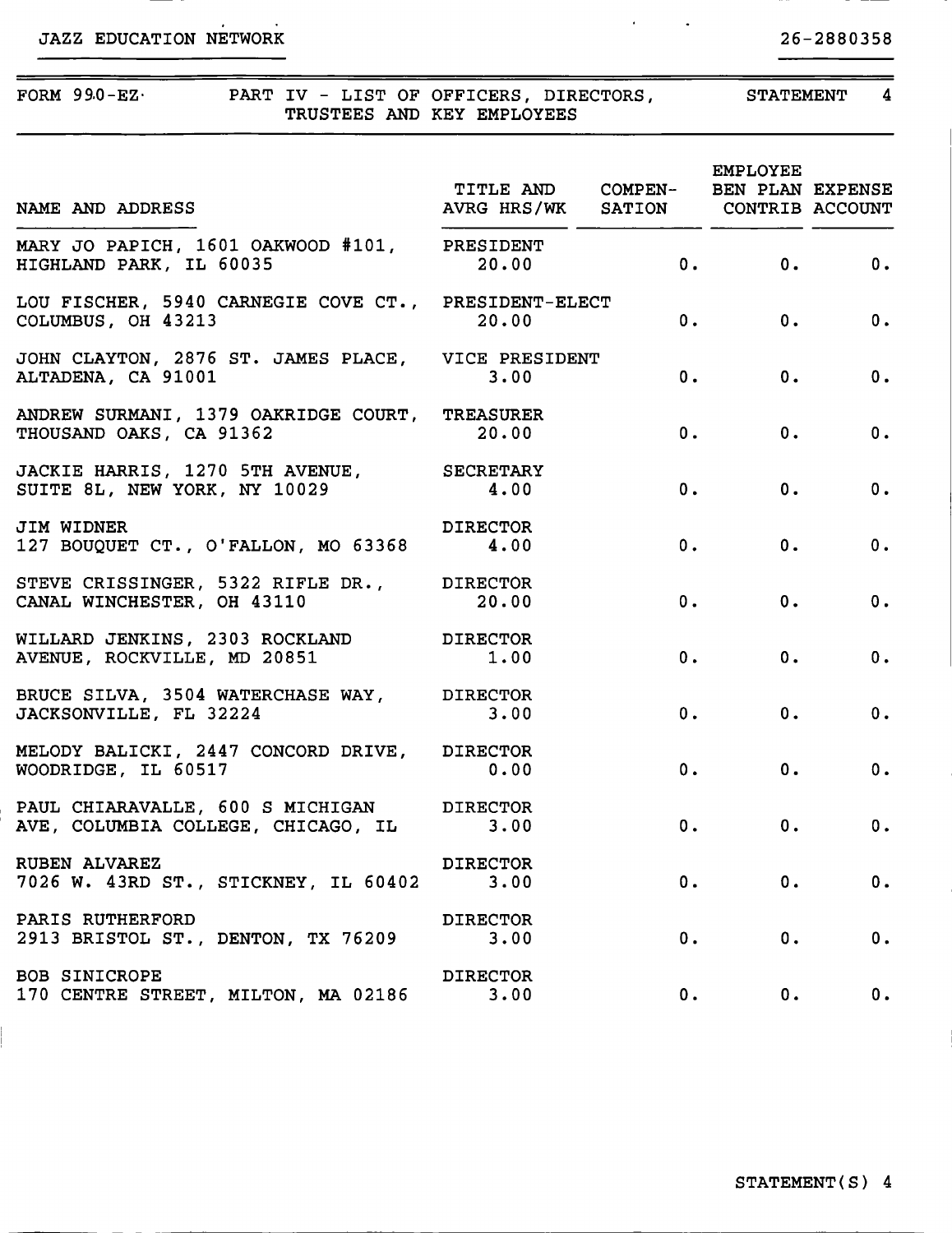JAZZ EDUCATION NETWORK 26-2880358

FORM 990-EZ PART IV - LIST OF OFFICERS, DIRECTORS, TRUSTEES AND KEY EMPLOYEES STATEMENT 4

| NAME AND ADDRESS | TITLE AND AVRG HRS/WK | COMPEN- SATION | EMPLOYEE BEN PLAN CONTRIB | EXPENSE ACCOUNT |
|---|---|---|---|---|
| MARY JO PAPICH, 1601 OAKWOOD #101, HIGHLAND PARK, IL 60035 | PRESIDENT 20.00 | 0. | 0. | 0. |
| LOU FISCHER, 5940 CARNEGIE COVE CT., COLUMBUS, OH 43213 | PRESIDENT-ELECT 20.00 | 0. | 0. | 0. |
| JOHN CLAYTON, 2876 ST. JAMES PLACE, ALTADENA, CA 91001 | VICE PRESIDENT 3.00 | 0. | 0. | 0. |
| ANDREW SURMANI, 1379 OAKRIDGE COURT, THOUSAND OAKS, CA 91362 | TREASURER 20.00 | 0. | 0. | 0. |
| JACKIE HARRIS, 1270 5TH AVENUE, SUITE 8L, NEW YORK, NY 10029 | SECRETARY 4.00 | 0. | 0. | 0. |
| JIM WIDNER 127 BOUQUET CT., O'FALLON, MO 63368 | DIRECTOR 4.00 | 0. | 0. | 0. |
| STEVE CRISSINGER, 5322 RIFLE DR., CANAL WINCHESTER, OH 43110 | DIRECTOR 20.00 | 0. | 0. | 0. |
| WILLARD JENKINS, 2303 ROCKLAND AVENUE, ROCKVILLE, MD 20851 | DIRECTOR 1.00 | 0. | 0. | 0. |
| BRUCE SILVA, 3504 WATERCHASE WAY, JACKSONVILLE, FL 32224 | DIRECTOR 3.00 | 0. | 0. | 0. |
| MELODY BALICKI, 2447 CONCORD DRIVE, WOODRIDGE, IL 60517 | DIRECTOR 0.00 | 0. | 0. | 0. |
| PAUL CHIARAVALLE, 600 S MICHIGAN AVE, COLUMBIA COLLEGE, CHICAGO, IL | DIRECTOR 3.00 | 0. | 0. | 0. |
| RUBEN ALVAREZ 7026 W. 43RD ST., STICKNEY, IL 60402 | DIRECTOR 3.00 | 0. | 0. | 0. |
| PARIS RUTHERFORD 2913 BRISTOL ST., DENTON, TX 76209 | DIRECTOR 3.00 | 0. | 0. | 0. |
| BOB SINICROPE 170 CENTRE STREET, MILTON, MA 02186 | DIRECTOR 3.00 | 0. | 0. | 0. |

STATEMENT(S) 4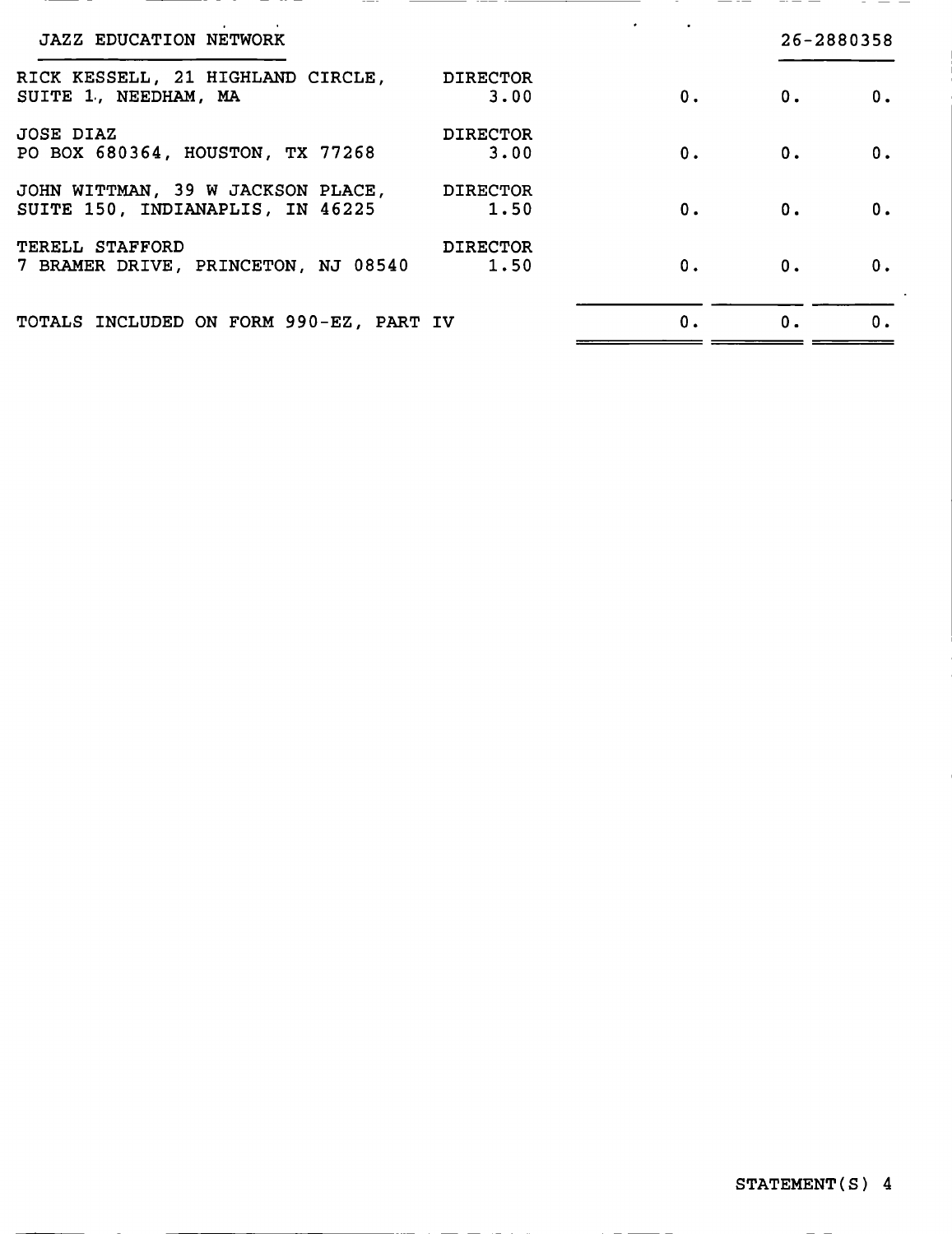JAZZ EDUCATION NETWORK 26-2880358

| Name and Address | Title and Avrg Hrs/Wk | | | |
|---|---|---|---|---|
| RICK KESSELL, 21 HIGHLAND CIRCLE, SUITE 1., NEEDHAM, MA | DIRECTOR 3.00 | 0. | 0. | 0. |
| JOSE DIAZ PO BOX 680364, HOUSTON, TX 77268 | DIRECTOR 3.00 | 0. | 0. | 0. |
| JOHN WITTMAN, 39 W JACKSON PLACE, SUITE 150, INDIANAPLIS, IN 46225 | DIRECTOR 1.50 | 0. | 0. | 0. |
| TERELL STAFFORD 7 BRAMER DRIVE, PRINCETON, NJ 08540 | DIRECTOR 1.50 | 0. | 0. | 0. |
| TOTALS INCLUDED ON FORM 990-EZ, PART IV | | 0. | 0. | 0. |

STATEMENT(S) 4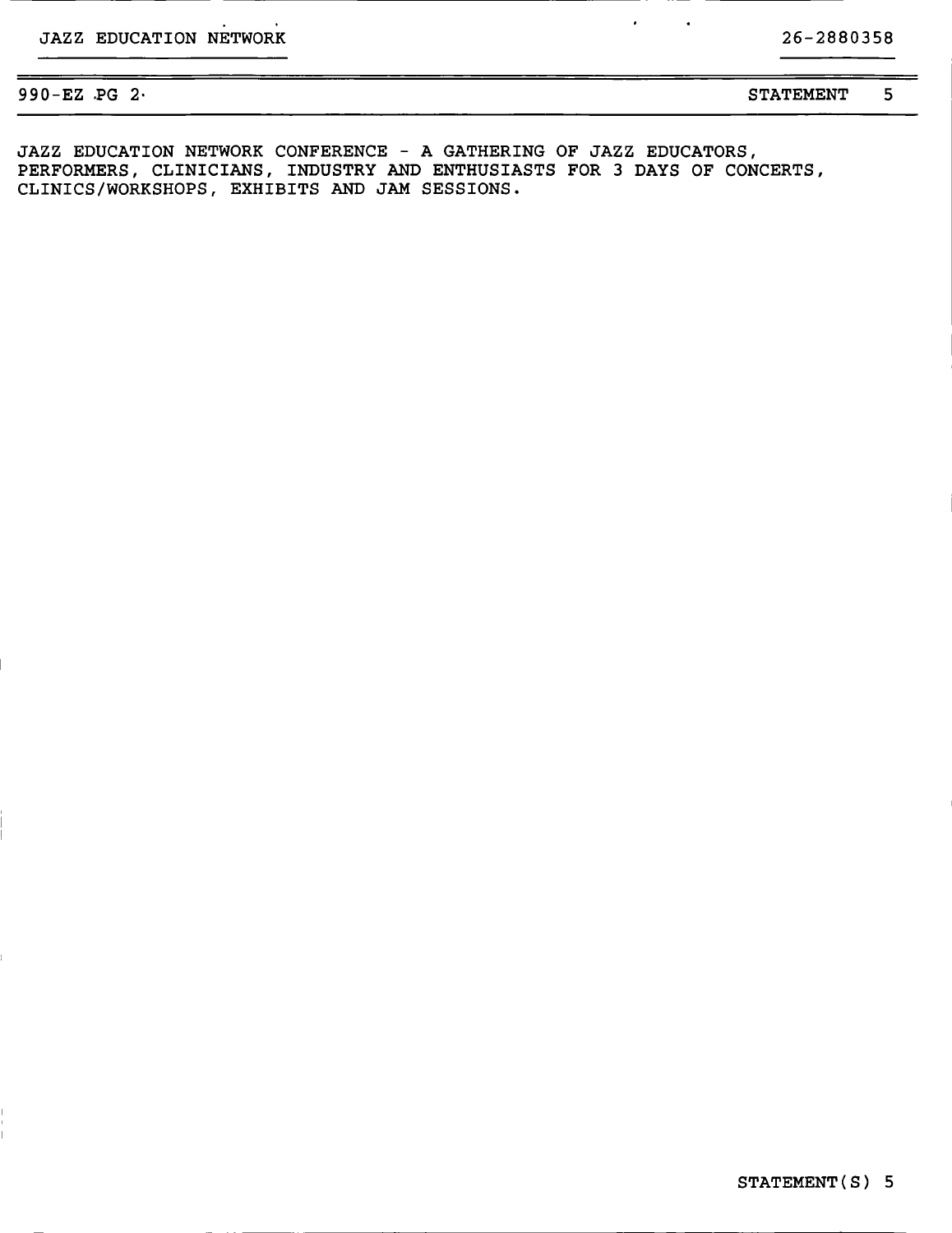JAZZ EDUCATION NETWORK 26-2880358

990-EZ PG 2 STATEMENT 5

JAZZ EDUCATION NETWORK CONFERENCE - A GATHERING OF JAZZ EDUCATORS, PERFORMERS, CLINICIANS, INDUSTRY AND ENTHUSIASTS FOR 3 DAYS OF CONCERTS, CLINICS/WORKSHOPS, EXHIBITS AND JAM SESSIONS.

STATEMENT(S) 5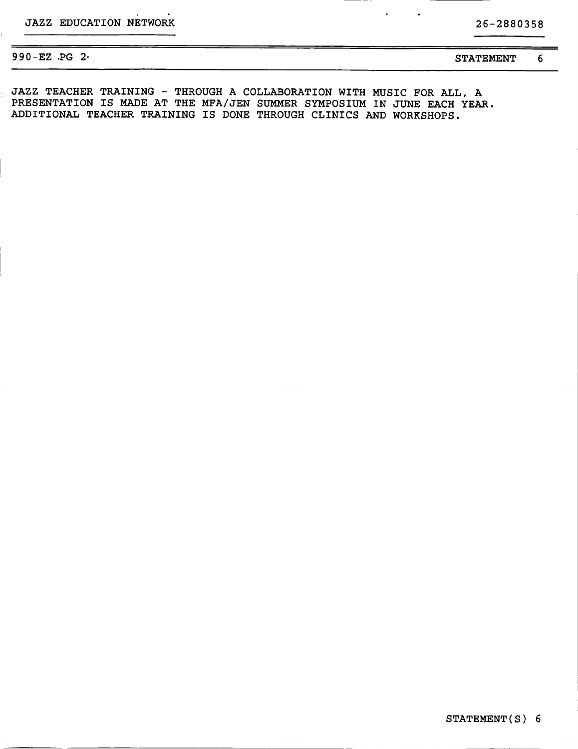JAZZ EDUCATION NETWORK 26-2880358

990-EZ PG 2 STATEMENT 6

JAZZ TEACHER TRAINING - THROUGH A COLLABORATION WITH MUSIC FOR ALL, A PRESENTATION IS MADE AT THE MFA/JEN SUMMER SYMPOSIUM IN JUNE EACH YEAR. ADDITIONAL TEACHER TRAINING IS DONE THROUGH CLINICS AND WORKSHOPS.

STATEMENT(S) 6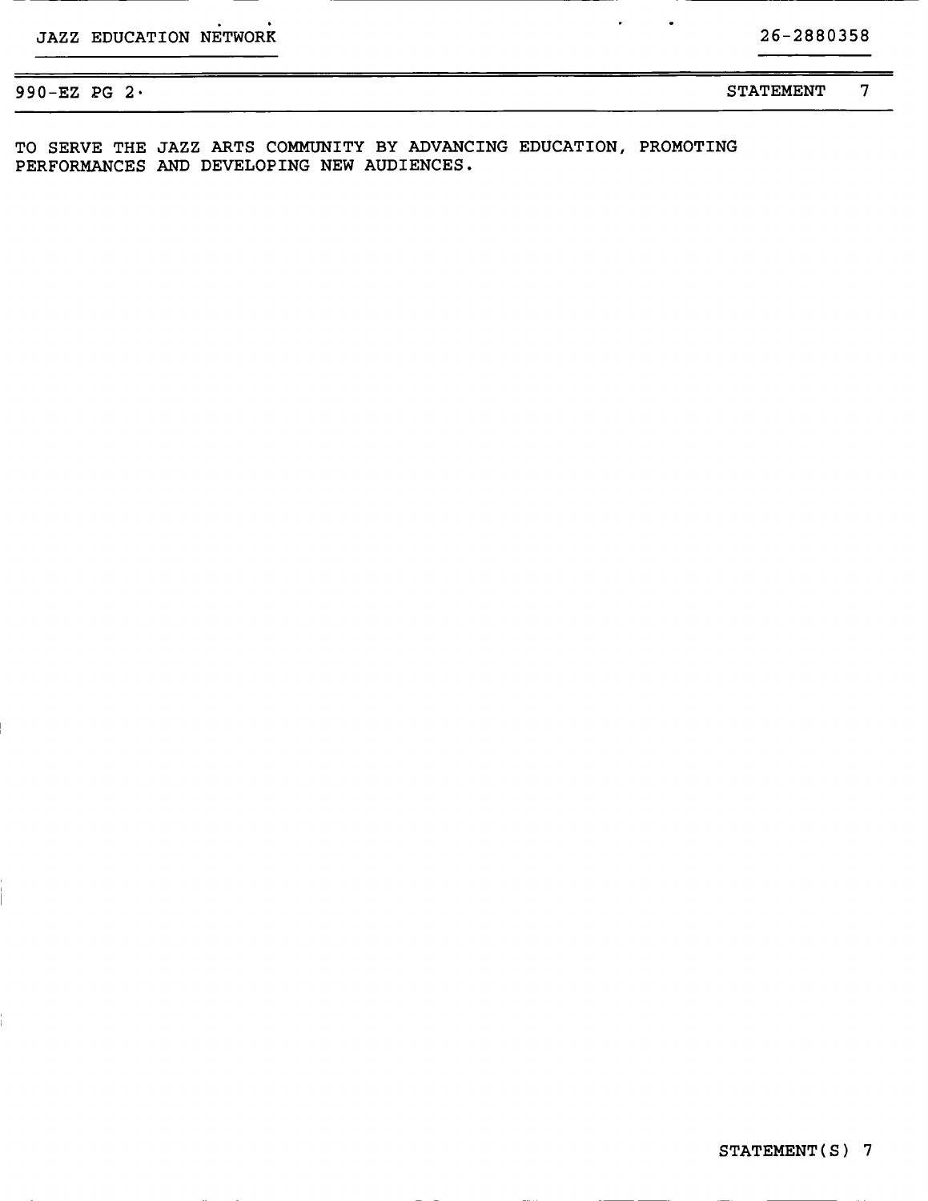JAZZ EDUCATION NETWORK 26-2880358

990-EZ PG 2 STATEMENT 7

TO SERVE THE JAZZ ARTS COMMUNITY BY ADVANCING EDUCATION, PROMOTING PERFORMANCES AND DEVELOPING NEW AUDIENCES.

STATEMENT(S) 7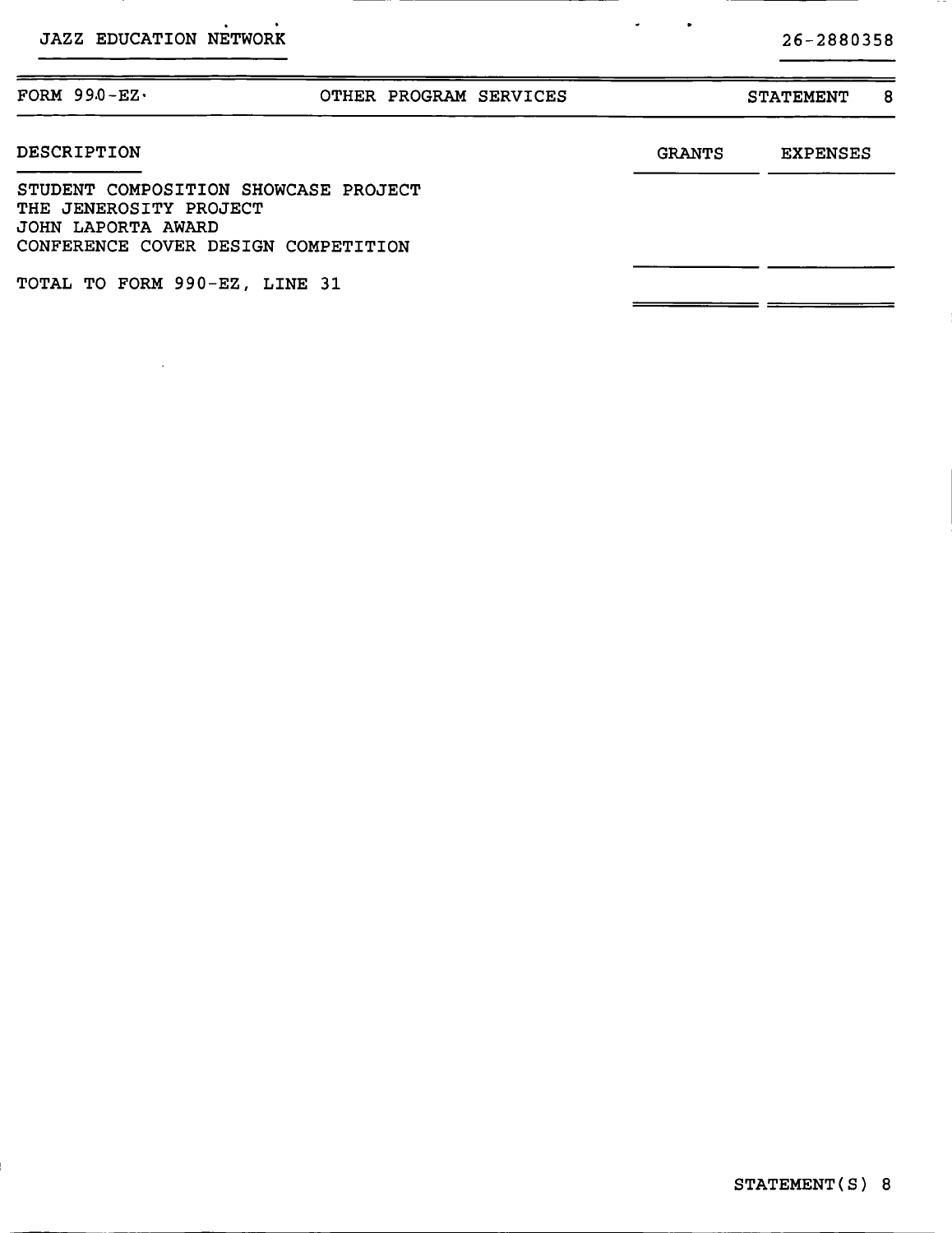JAZZ EDUCATION NETWORK 26-2880358

| FORM 990-EZ | OTHER PROGRAM SERVICES | STATEMENT 8 |
|---|---|---|

| DESCRIPTION | GRANTS | EXPENSES |
|---|---|---|
| STUDENT COMPOSITION SHOWCASE PROJECT<br>THE JENEROSITY PROJECT<br>JOHN LAPORTA AWARD<br>CONFERENCE COVER DESIGN COMPETITION | | |
| TOTAL TO FORM 990-EZ, LINE 31 | | |

STATEMENT(S) 8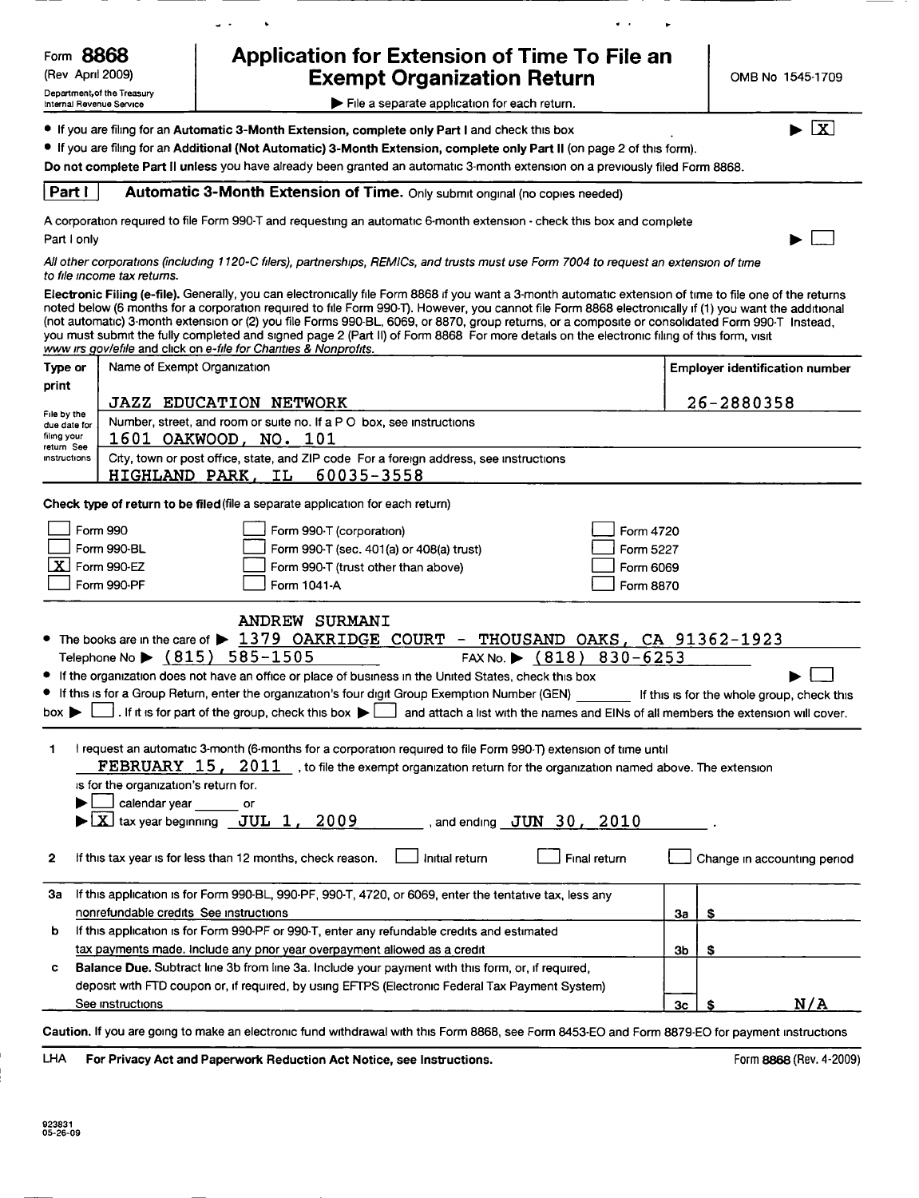Form **8868**
(Rev April 2009)
Department of the Treasury
Internal Revenue Service

# Application for Extension of Time To File an Exempt Organization Return

OMB No 1545-1709

▶ File a separate application for each return.

- If you are filing for an **Automatic 3-Month Extension, complete only Part I** and check this box ▶ [X]
- If you are filing for an **Additional (Not Automatic) 3-Month Extension, complete only Part II** (on page 2 of this form).

**Do not complete Part II unless** you have already been granted an automatic 3-month extension on a previously filed Form 8868.

## Part I — Automatic 3-Month Extension of Time. Only submit original (no copies needed)

A corporation required to file Form 990-T and requesting an automatic 6-month extension - check this box and complete Part I only ▶ [ ]

*All other corporations (including 1120-C filers), partnerships, REMICs, and trusts must use Form 7004 to request an extension of time to file income tax returns.*

**Electronic Filing (e-file).** Generally, you can electronically file Form 8868 if you want a 3-month automatic extension of time to file one of the returns noted below (6 months for a corporation required to file Form 990-T). However, you cannot file Form 8868 electronically if (1) you want the additional (not automatic) 3-month extension or (2) you file Forms 990-BL, 6069, or 8870, group returns, or a composite or consolidated Form 990-T Instead, you must submit the fully completed and signed page 2 (Part II) of Form 8868 For more details on the electronic filing of this form, visit www irs gov/efile and click on e-file for Charities & Nonprofits.

| Type or print | | |
|---|---|---|
| | Name of Exempt Organization: JAZZ EDUCATION NETWORK | Employer identification number: 26-2880358 |
| File by the due date for filing your return See instructions | Number, street, and room or suite no. If a P O box, see instructions: 1601 OAKWOOD, NO. 101 | |
| | City, town or post office, state, and ZIP code For a foreign address, see instructions: HIGHLAND PARK, IL 60035-3558 | |

**Check type of return to be filed** (file a separate application for each return)

| | | |
|---|---|---|
| [ ] Form 990 | [ ] Form 990-T (corporation) | [ ] Form 4720 |
| [ ] Form 990-BL | [ ] Form 990-T (sec. 401(a) or 408(a) trust) | [ ] Form 5227 |
| [X] Form 990-EZ | [ ] Form 990-T (trust other than above) | [ ] Form 6069 |
| [ ] Form 990-PF | [ ] Form 1041-A | [ ] Form 8870 |

- The books are in the care of ▶ ANDREW SURMANI 1379 OAKRIDGE COURT - THOUSAND OAKS, CA 91362-1923
  Telephone No ▶ (815) 585-1505 FAX No. ▶ (818) 830-6253
- If the organization does not have an office or place of business in the United States, check this box ▶ [ ]
- If this is for a Group Return, enter the organization's four digit Group Exemption Number (GEN) ______ If this is for the whole group, check this box ▶ [ ] . If it is for part of the group, check this box ▶ [ ] and attach a list with the names and EINs of all members the extension will cover.

**1** I request an automatic 3-month (6-months for a corporation required to file Form 990-T) extension of time until FEBRUARY 15, 2011 , to file the exempt organization return for the organization named above. The extension is for the organization's return for.
▶ [ ] calendar year ______ or
▶ [X] tax year beginning JUL 1, 2009 , and ending JUN 30, 2010 .

**2** If this tax year is for less than 12 months, check reason. [ ] Initial return [ ] Final return [ ] Change in accounting period

| | | | |
|---|---|---|---|
| **3a** | If this application is for Form 990-BL, 990-PF, 990-T, 4720, or 6069, enter the tentative tax, less any nonrefundable credits See instructions | 3a | $ |
| **b** | If this application is for Form 990-PF or 990-T, enter any refundable credits and estimated tax payments made. Include any prior year overpayment allowed as a credit | 3b | $ |
| **c** | **Balance Due.** Subtract line 3b from line 3a. Include your payment with this form, or, if required, deposit with FTD coupon or, if required, by using EFTPS (Electronic Federal Tax Payment System) See instructions | 3c | $ N/A |

**Caution.** If you are going to make an electronic fund withdrawal with this Form 8868, see Form 8453-EO and Form 8879-EO for payment instructions

LHA **For Privacy Act and Paperwork Reduction Act Notice, see Instructions.** Form **8868** (Rev. 4-2009)

923831
05-26-09